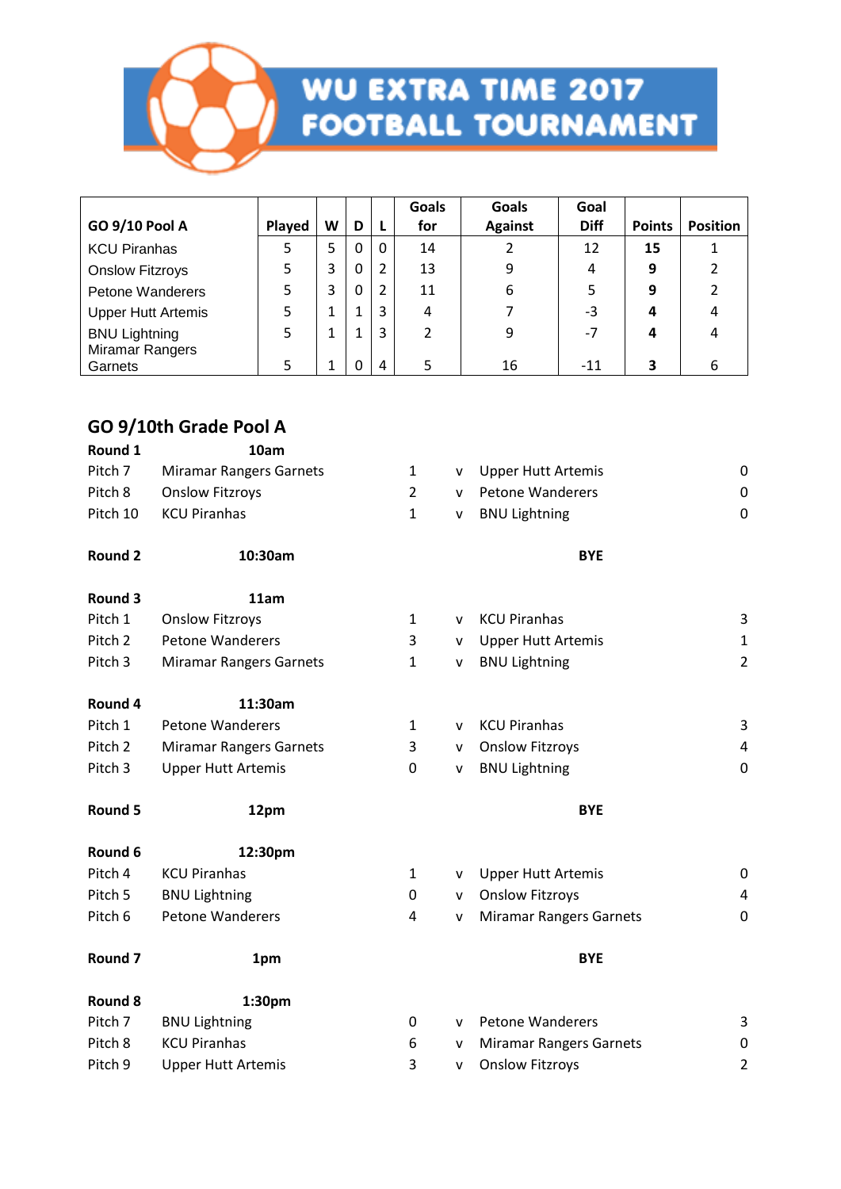# WU EXTRA TIME 2017 FOOTBALL TOURNAMENT

| GO 9/10 Pool A | Played | W | D | L | Goals for | Goals Against | Goal Diff | Points | Position |
|---|---|---|---|---|---|---|---|---|---|
| KCU Piranhas | 5 | 5 | 0 | 0 | 14 | 2 | 12 | **15** | 1 |
| Onslow Fitzroys | 5 | 3 | 0 | 2 | 13 | 9 | 4 | **9** | 2 |
| Petone Wanderers | 5 | 3 | 0 | 2 | 11 | 6 | 5 | **9** | 2 |
| Upper Hutt Artemis | 5 | 1 | 1 | 3 | 4 | 7 | -3 | **4** | 4 |
| BNU Lightning | 5 | 1 | 1 | 3 | 2 | 9 | -7 | **4** | 4 |
| Miramar Rangers Garnets | 5 | 1 | 0 | 4 | 5 | 16 | -11 | **3** | 6 |

## GO 9/10th Grade Pool A

| | | | | | |
|---|---|---|---|---|---|
| **Round 1** | **10am** | | | | |
| Pitch 7 | Miramar Rangers Garnets | 1 | v | Upper Hutt Artemis | 0 |
| Pitch 8 | Onslow Fitzroys | 2 | v | Petone Wanderers | 0 |
| Pitch 10 | KCU Piranhas | 1 | v | BNU Lightning | 0 |
| **Round 2** | **10:30am** | | | **BYE** | |
| **Round 3** | **11am** | | | | |
| Pitch 1 | Onslow Fitzroys | 1 | v | KCU Piranhas | 3 |
| Pitch 2 | Petone Wanderers | 3 | v | Upper Hutt Artemis | 1 |
| Pitch 3 | Miramar Rangers Garnets | 1 | v | BNU Lightning | 2 |
| **Round 4** | **11:30am** | | | | |
| Pitch 1 | Petone Wanderers | 1 | v | KCU Piranhas | 3 |
| Pitch 2 | Miramar Rangers Garnets | 3 | v | Onslow Fitzroys | 4 |
| Pitch 3 | Upper Hutt Artemis | 0 | v | BNU Lightning | 0 |
| **Round 5** | **12pm** | | | **BYE** | |
| **Round 6** | **12:30pm** | | | | |
| Pitch 4 | KCU Piranhas | 1 | v | Upper Hutt Artemis | 0 |
| Pitch 5 | BNU Lightning | 0 | v | Onslow Fitzroys | 4 |
| Pitch 6 | Petone Wanderers | 4 | v | Miramar Rangers Garnets | 0 |
| **Round 7** | **1pm** | | | **BYE** | |
| **Round 8** | **1:30pm** | | | | |
| Pitch 7 | BNU Lightning | 0 | v | Petone Wanderers | 3 |
| Pitch 8 | KCU Piranhas | 6 | v | Miramar Rangers Garnets | 0 |
| Pitch 9 | Upper Hutt Artemis | 3 | v | Onslow Fitzroys | 2 |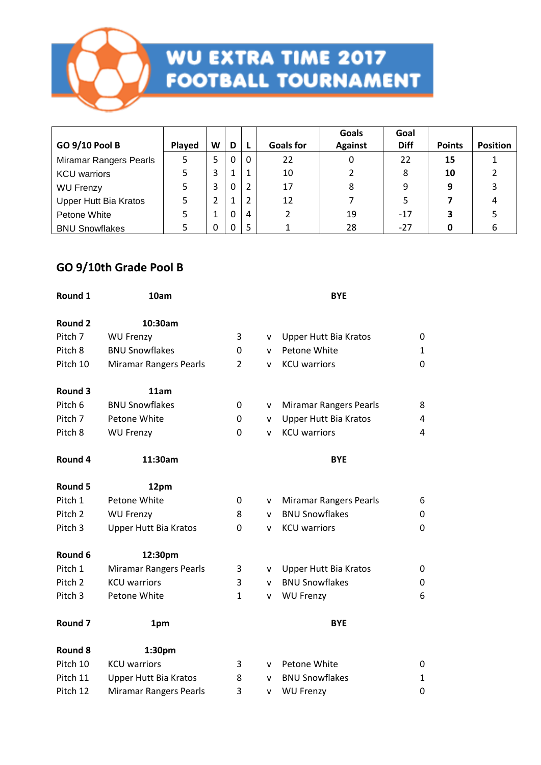# WU EXTRA TIME 2017 FOOTBALL TOURNAMENT

| GO 9/10 Pool B | Played | W | D | L | Goals for | Goals Against | Goal Diff | Points | Position |
|---|---|---|---|---|---|---|---|---|---|
| Miramar Rangers Pearls | 5 | 5 | 0 | 0 | 22 | 0 | 22 | **15** | 1 |
| KCU warriors | 5 | 3 | 1 | 1 | 10 | 2 | 8 | **10** | 2 |
| WU Frenzy | 5 | 3 | 0 | 2 | 17 | 8 | 9 | **9** | 3 |
| Upper Hutt Bia Kratos | 5 | 2 | 1 | 2 | 12 | 7 | 5 | **7** | 4 |
| Petone White | 5 | 1 | 0 | 4 | 2 | 19 | -17 | **3** | 5 |
| BNU Snowflakes | 5 | 0 | 0 | 5 | 1 | 28 | -27 | **0** | 6 |

## GO 9/10th Grade Pool B

| | | | | | |
|---|---|---|---|---|---|
| **Round 1** | **10am** | | | **BYE** | |
| | | | | | |
| **Round 2** | **10:30am** | | | | |
| Pitch 7 | WU Frenzy | 3 | v | Upper Hutt Bia Kratos | 0 |
| Pitch 8 | BNU Snowflakes | 0 | v | Petone White | 1 |
| Pitch 10 | Miramar Rangers Pearls | 2 | v | KCU warriors | 0 |
| | | | | | |
| **Round 3** | **11am** | | | | |
| Pitch 6 | BNU Snowflakes | 0 | v | Miramar Rangers Pearls | 8 |
| Pitch 7 | Petone White | 0 | v | Upper Hutt Bia Kratos | 4 |
| Pitch 8 | WU Frenzy | 0 | v | KCU warriors | 4 |
| | | | | | |
| **Round 4** | **11:30am** | | | **BYE** | |
| | | | | | |
| **Round 5** | **12pm** | | | | |
| Pitch 1 | Petone White | 0 | v | Miramar Rangers Pearls | 6 |
| Pitch 2 | WU Frenzy | 8 | v | BNU Snowflakes | 0 |
| Pitch 3 | Upper Hutt Bia Kratos | 0 | v | KCU warriors | 0 |
| | | | | | |
| **Round 6** | **12:30pm** | | | | |
| Pitch 1 | Miramar Rangers Pearls | 3 | v | Upper Hutt Bia Kratos | 0 |
| Pitch 2 | KCU warriors | 3 | v | BNU Snowflakes | 0 |
| Pitch 3 | Petone White | 1 | v | WU Frenzy | 6 |
| | | | | | |
| **Round 7** | **1pm** | | | **BYE** | |
| | | | | | |
| **Round 8** | **1:30pm** | | | | |
| Pitch 10 | KCU warriors | 3 | v | Petone White | 0 |
| Pitch 11 | Upper Hutt Bia Kratos | 8 | v | BNU Snowflakes | 1 |
| Pitch 12 | Miramar Rangers Pearls | 3 | v | WU Frenzy | 0 |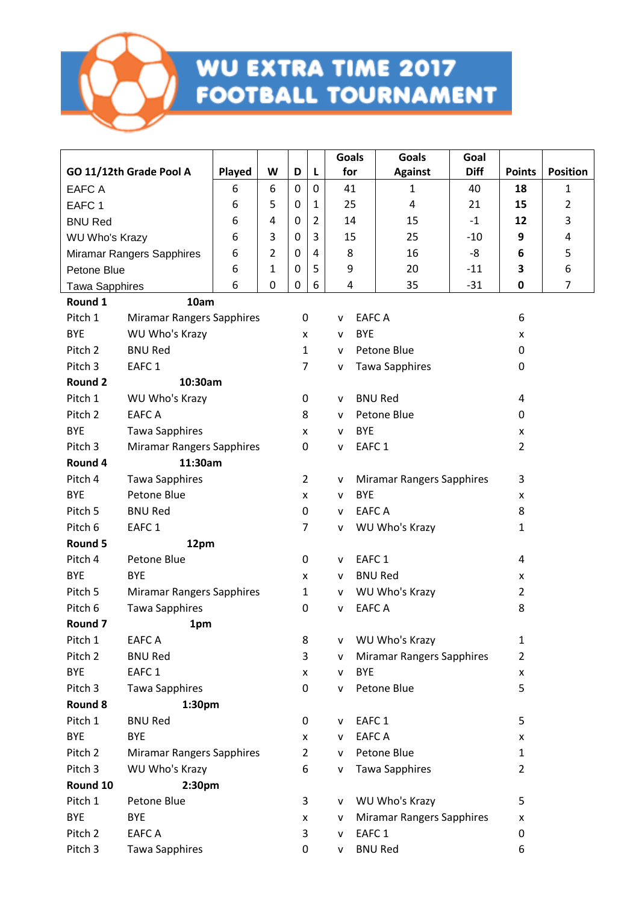# WU EXTRA TIME 2017 FOOTBALL TOURNAMENT

| GO 11/12th Grade Pool A | Played | W | D | L | Goals for | Goals Against | Goal Diff | Points | Position |
|---|---|---|---|---|---|---|---|---|---|
| EAFC A | 6 | 6 | 0 | 0 | 41 | 1 | 40 | **18** | 1 |
| EAFC 1 | 6 | 5 | 0 | 1 | 25 | 4 | 21 | **15** | 2 |
| BNU Red | 6 | 4 | 0 | 2 | 14 | 15 | -1 | **12** | 3 |
| WU Who's Krazy | 6 | 3 | 0 | 3 | 15 | 25 | -10 | **9** | 4 |
| Miramar Rangers Sapphires | 6 | 2 | 0 | 4 | 8 | 16 | -8 | **6** | 5 |
| Petone Blue | 6 | 1 | 0 | 5 | 9 | 20 | -11 | **3** | 6 |
| Tawa Sapphires | 6 | 0 | 0 | 6 | 4 | 35 | -31 | **0** | 7 |

| | | | | | |
|---|---|---|---|---|---|
| **Round 1** | **10am** | | | | |
| Pitch 1 | Miramar Rangers Sapphires | 0 | v | EAFC A | 6 |
| BYE | WU Who's Krazy | x | v | BYE | x |
| Pitch 2 | BNU Red | 1 | v | Petone Blue | 0 |
| Pitch 3 | EAFC 1 | 7 | v | Tawa Sapphires | 0 |
| **Round 2** | **10:30am** | | | | |
| Pitch 1 | WU Who's Krazy | 0 | v | BNU Red | 4 |
| Pitch 2 | EAFC A | 8 | v | Petone Blue | 0 |
| BYE | Tawa Sapphires | x | v | BYE | x |
| Pitch 3 | Miramar Rangers Sapphires | 0 | v | EAFC 1 | 2 |
| **Round 4** | **11:30am** | | | | |
| Pitch 4 | Tawa Sapphires | 2 | v | Miramar Rangers Sapphires | 3 |
| BYE | Petone Blue | x | v | BYE | x |
| Pitch 5 | BNU Red | 0 | v | EAFC A | 8 |
| Pitch 6 | EAFC 1 | 7 | v | WU Who's Krazy | 1 |
| **Round 5** | **12pm** | | | | |
| Pitch 4 | Petone Blue | 0 | v | EAFC 1 | 4 |
| BYE | BYE | x | v | BNU Red | x |
| Pitch 5 | Miramar Rangers Sapphires | 1 | v | WU Who's Krazy | 2 |
| Pitch 6 | Tawa Sapphires | 0 | v | EAFC A | 8 |
| **Round 7** | **1pm** | | | | |
| Pitch 1 | EAFC A | 8 | v | WU Who's Krazy | 1 |
| Pitch 2 | BNU Red | 3 | v | Miramar Rangers Sapphires | 2 |
| BYE | EAFC 1 | x | v | BYE | x |
| Pitch 3 | Tawa Sapphires | 0 | v | Petone Blue | 5 |
| **Round 8** | **1:30pm** | | | | |
| Pitch 1 | BNU Red | 0 | v | EAFC 1 | 5 |
| BYE | BYE | x | v | EAFC A | x |
| Pitch 2 | Miramar Rangers Sapphires | 2 | v | Petone Blue | 1 |
| Pitch 3 | WU Who's Krazy | 6 | v | Tawa Sapphires | 2 |
| **Round 10** | **2:30pm** | | | | |
| Pitch 1 | Petone Blue | 3 | v | WU Who's Krazy | 5 |
| BYE | BYE | x | v | Miramar Rangers Sapphires | x |
| Pitch 2 | EAFC A | 3 | v | EAFC 1 | 0 |
| Pitch 3 | Tawa Sapphires | 0 | v | BNU Red | 6 |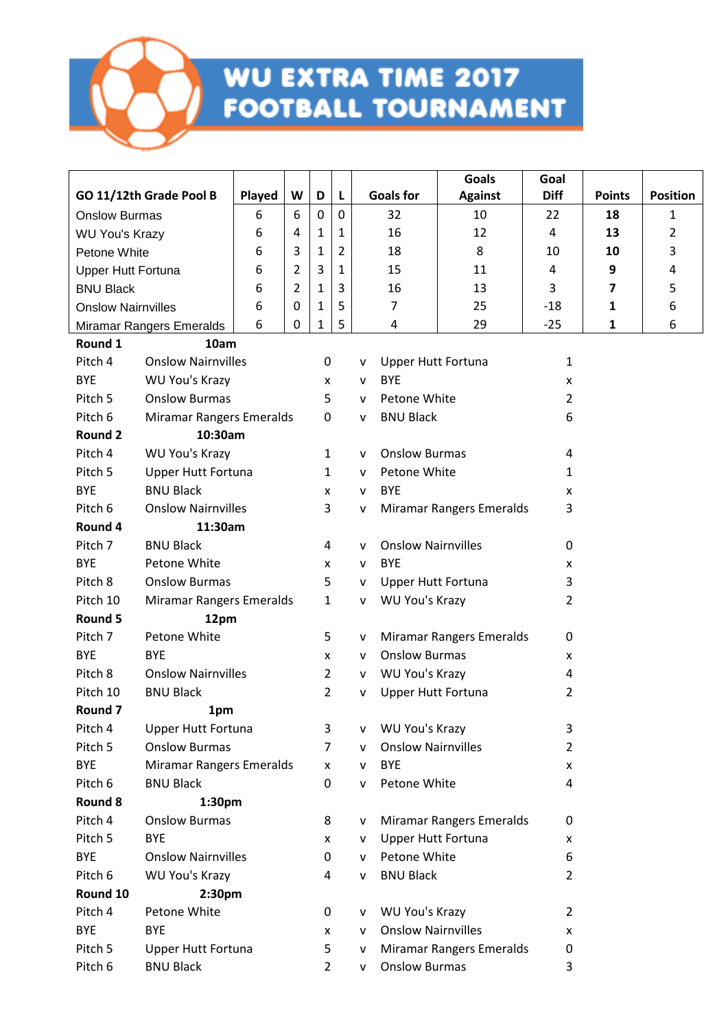# WU EXTRA TIME 2017 FOOTBALL TOURNAMENT

| GO 11/12th Grade Pool B | Played | W | D | L | Goals for | Goals Against | Goal Diff | Points | Position |
|---|---|---|---|---|---|---|---|---|---|
| Onslow Burmas | 6 | 6 | 0 | 0 | 32 | 10 | 22 | **18** | 1 |
| WU You's Krazy | 6 | 4 | 1 | 1 | 16 | 12 | 4 | **13** | 2 |
| Petone White | 6 | 3 | 1 | 2 | 18 | 8 | 10 | **10** | 3 |
| Upper Hutt Fortuna | 6 | 2 | 3 | 1 | 15 | 11 | 4 | **9** | 4 |
| BNU Black | 6 | 2 | 1 | 3 | 16 | 13 | 3 | **7** | 5 |
| Onslow Nairnvilles | 6 | 0 | 1 | 5 | 7 | 25 | -18 | **1** | 6 |
| Miramar Rangers Emeralds | 6 | 0 | 1 | 5 | 4 | 29 | -25 | **1** | 6 |

| | | | | | |
|---|---|---|---|---|---|
| **Round 1** | **10am** | | | | |
| Pitch 4 | Onslow Nairnvilles | 0 | v | Upper Hutt Fortuna | 1 |
| BYE | WU You's Krazy | x | v | BYE | x |
| Pitch 5 | Onslow Burmas | 5 | v | Petone White | 2 |
| Pitch 6 | Miramar Rangers Emeralds | 0 | v | BNU Black | 6 |
| **Round 2** | **10:30am** | | | | |
| Pitch 4 | WU You's Krazy | 1 | v | Onslow Burmas | 4 |
| Pitch 5 | Upper Hutt Fortuna | 1 | v | Petone White | 1 |
| BYE | BNU Black | x | v | BYE | x |
| Pitch 6 | Onslow Nairnvilles | 3 | v | Miramar Rangers Emeralds | 3 |
| **Round 4** | **11:30am** | | | | |
| Pitch 7 | BNU Black | 4 | v | Onslow Nairnvilles | 0 |
| BYE | Petone White | x | v | BYE | x |
| Pitch 8 | Onslow Burmas | 5 | v | Upper Hutt Fortuna | 3 |
| Pitch 10 | Miramar Rangers Emeralds | 1 | v | WU You's Krazy | 2 |
| **Round 5** | **12pm** | | | | |
| Pitch 7 | Petone White | 5 | v | Miramar Rangers Emeralds | 0 |
| BYE | BYE | x | v | Onslow Burmas | x |
| Pitch 8 | Onslow Nairnvilles | 2 | v | WU You's Krazy | 4 |
| Pitch 10 | BNU Black | 2 | v | Upper Hutt Fortuna | 2 |
| **Round 7** | **1pm** | | | | |
| Pitch 4 | Upper Hutt Fortuna | 3 | v | WU You's Krazy | 3 |
| Pitch 5 | Onslow Burmas | 7 | v | Onslow Nairnvilles | 2 |
| BYE | Miramar Rangers Emeralds | x | v | BYE | x |
| Pitch 6 | BNU Black | 0 | v | Petone White | 4 |
| **Round 8** | **1:30pm** | | | | |
| Pitch 4 | Onslow Burmas | 8 | v | Miramar Rangers Emeralds | 0 |
| Pitch 5 | BYE | x | v | Upper Hutt Fortuna | x |
| BYE | Onslow Nairnvilles | 0 | v | Petone White | 6 |
| Pitch 6 | WU You's Krazy | 4 | v | BNU Black | 2 |
| **Round 10** | **2:30pm** | | | | |
| Pitch 4 | Petone White | 0 | v | WU You's Krazy | 2 |
| BYE | BYE | x | v | Onslow Nairnvilles | x |
| Pitch 5 | Upper Hutt Fortuna | 5 | v | Miramar Rangers Emeralds | 0 |
| Pitch 6 | BNU Black | 2 | v | Onslow Burmas | 3 |